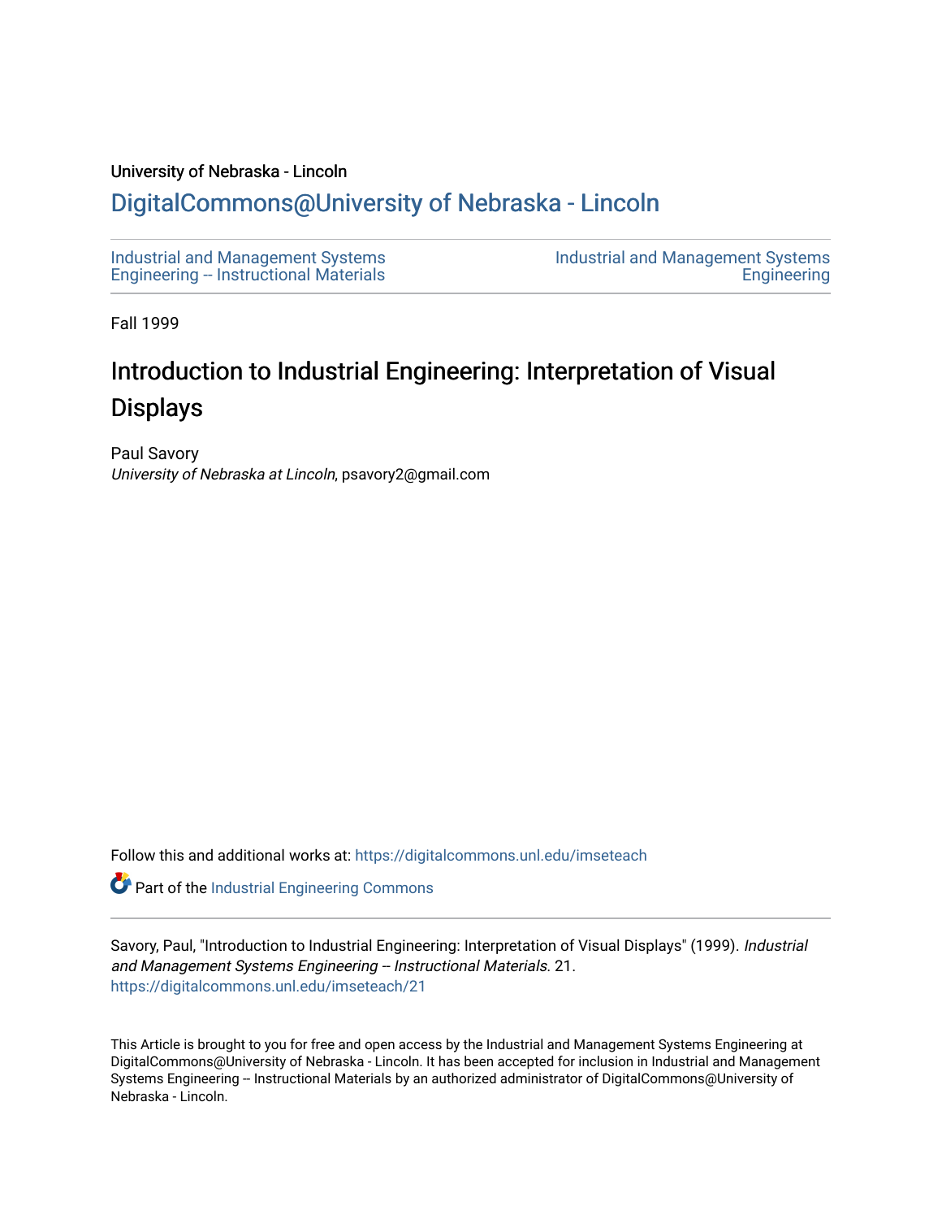University of Nebraska - Lincoln

# DigitalCommons@University of Nebraska - Lincoln

Industrial and Management Systems Engineering -- Instructional Materials

Industrial and Management Systems Engineering

Fall 1999

## Introduction to Industrial Engineering: Interpretation of Visual Displays

Paul Savory
*University of Nebraska at Lincoln*, psavory2@gmail.com

Follow this and additional works at: https://digitalcommons.unl.edu/imseteach

Part of the Industrial Engineering Commons

Savory, Paul, "Introduction to Industrial Engineering: Interpretation of Visual Displays" (1999). *Industrial and Management Systems Engineering -- Instructional Materials.* 21.
https://digitalcommons.unl.edu/imseteach/21

This Article is brought to you for free and open access by the Industrial and Management Systems Engineering at DigitalCommons@University of Nebraska - Lincoln. It has been accepted for inclusion in Industrial and Management Systems Engineering -- Instructional Materials by an authorized administrator of DigitalCommons@University of Nebraska - Lincoln.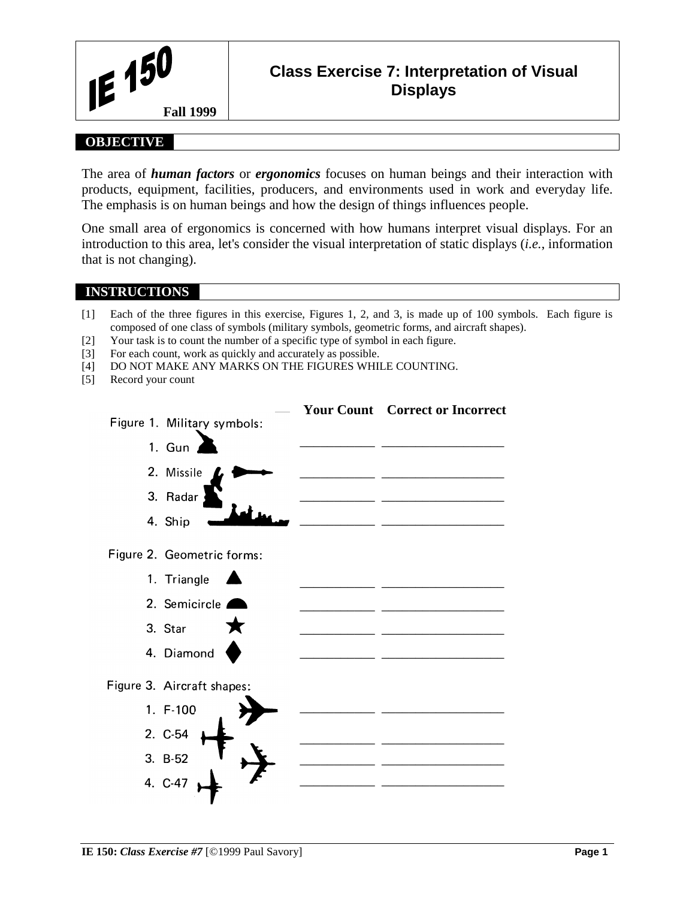| IE 150 Fall 1999 | Class Exercise 7: Interpretation of Visual Displays |
|---|---|

## OBJECTIVE

The area of ***human factors*** or ***ergonomics*** focuses on human beings and their interaction with products, equipment, facilities, producers, and environments used in work and everyday life. The emphasis is on human beings and how the design of things influences people.

One small area of ergonomics is concerned with how humans interpret visual displays. For an introduction to this area, let's consider the visual interpretation of static displays (*i.e.*, information that is not changing).

## INSTRUCTIONS

[1] Each of the three figures in this exercise, Figures 1, 2, and 3, is made up of 100 symbols. Each figure is composed of one class of symbols (military symbols, geometric forms, and aircraft shapes).
[2] Your task is to count the number of a specific type of symbol in each figure.
[3] For each count, work as quickly and accurately as possible.
[4] DO NOT MAKE ANY MARKS ON THE FIGURES WHILE COUNTING.
[5] Record your count

| | Your Count | Correct or Incorrect |
|---|---|---|
| **Figure 1. Military symbols:** | | |
| 1. Gun | ___________ | ___________________ |
| 2. Missile | ___________ | ___________________ |
| 3. Radar | ___________ | ___________________ |
| 4. Ship | ___________ | ___________________ |
| **Figure 2. Geometric forms:** | | |
| 1. Triangle | ___________ | ___________________ |
| 2. Semicircle | ___________ | ___________________ |
| 3. Star | ___________ | ___________________ |
| 4. Diamond | ___________ | ___________________ |
| **Figure 3. Aircraft shapes:** | | |
| 1. F-100 | ___________ | ___________________ |
| 2. C-54 | ___________ | ___________________ |
| 3. B-52 | ___________ | ___________________ |
| 4. C-47 | ___________ | ___________________ |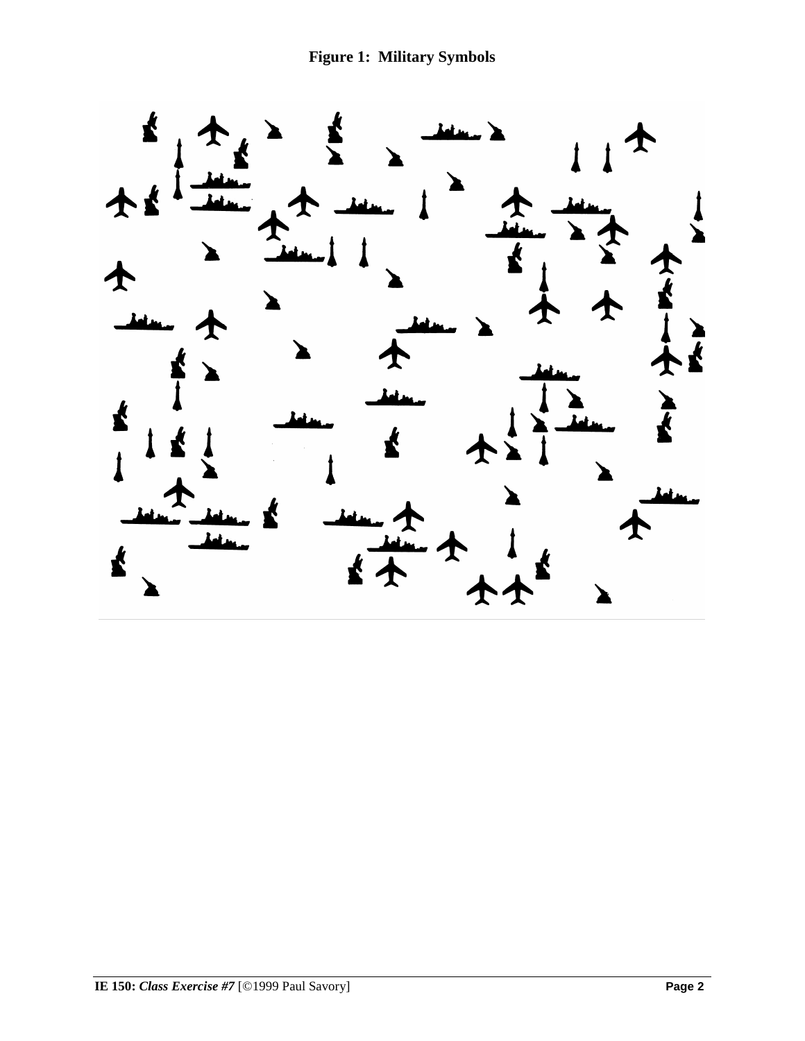**Figure 1: Military Symbols**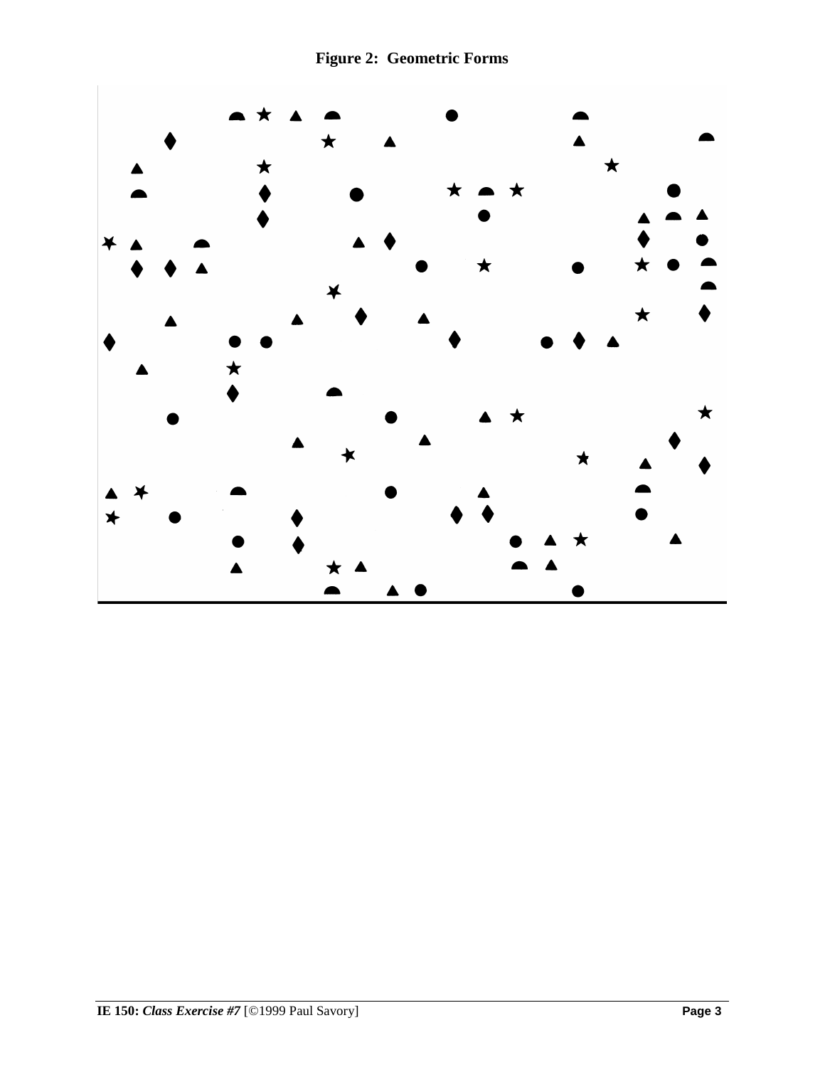**Figure 2: Geometric Forms**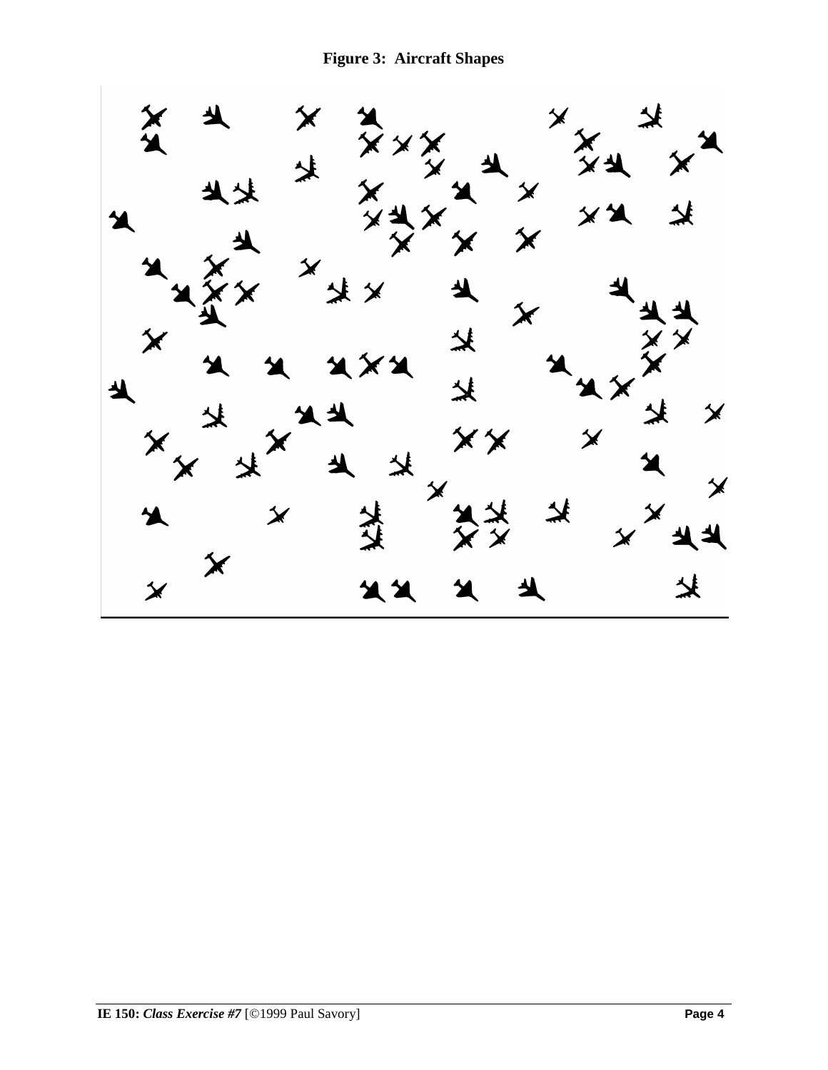**Figure 3: Aircraft Shapes**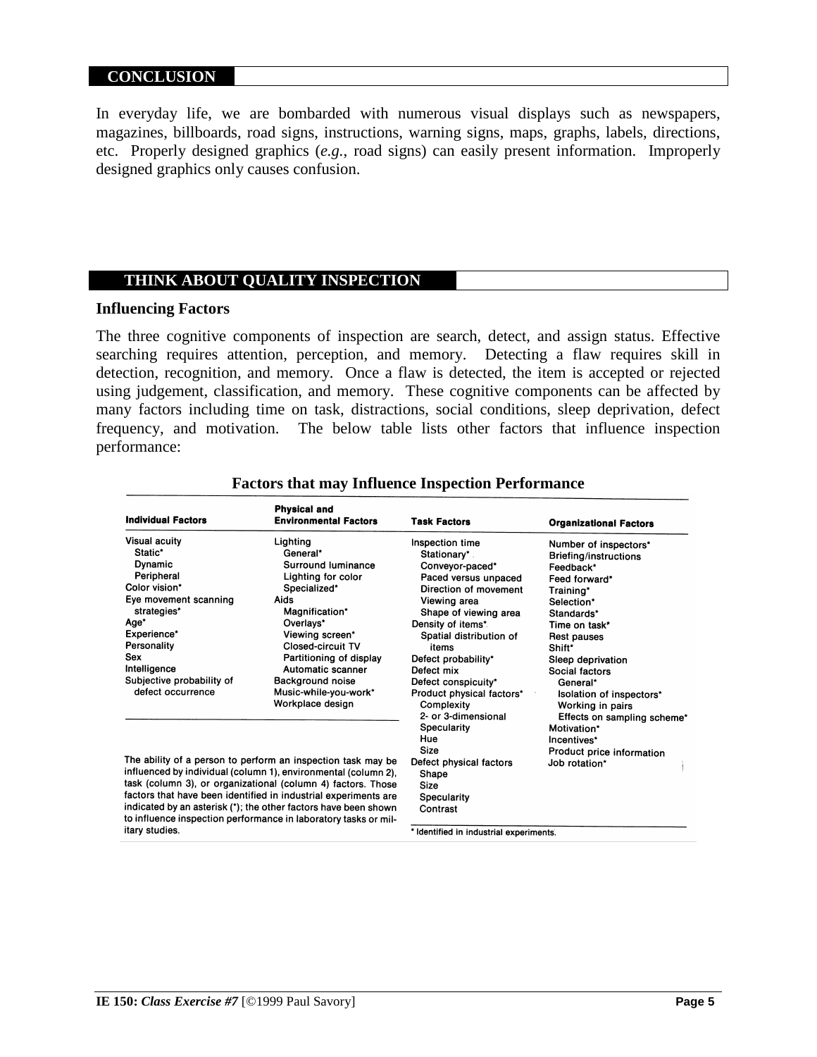## CONCLUSION

In everyday life, we are bombarded with numerous visual displays such as newspapers, magazines, billboards, road signs, instructions, warning signs, maps, graphs, labels, directions, etc. Properly designed graphics (*e.g.*, road signs) can easily present information. Improperly designed graphics only causes confusion.

## THINK ABOUT QUALITY INSPECTION

### Influencing Factors

The three cognitive components of inspection are search, detect, and assign status. Effective searching requires attention, perception, and memory. Detecting a flaw requires skill in detection, recognition, and memory. Once a flaw is detected, the item is accepted or rejected using judgement, classification, and memory. These cognitive components can be affected by many factors including time on task, distractions, social conditions, sleep deprivation, defect frequency, and motivation. The below table lists other factors that influence inspection performance:

**Factors that may Influence Inspection Performance**

| Individual Factors | Physical and Environmental Factors | Task Factors | Organizational Factors |
|---|---|---|---|
| Visual acuity | Lighting | Inspection time | Number of inspectors* |
| Static* | General* | Stationary* | Briefing/instructions |
| Dynamic | Surround luminance | Conveyor-paced* | Feedback* |
| Peripheral | Lighting for color | Paced versus unpaced | Feed forward* |
| Color vision* | Specialized* | Direction of movement | Training* |
| Eye movement scanning strategies* | Aids | Viewing area | Selection* |
| Age* | Magnification* | Shape of viewing area | Standards* |
| Experience* | Overlays* | Density of items* | Time on task* |
| Personality | Viewing screen* | Spatial distribution of items | Rest pauses |
| Sex | Closed-circuit TV | Defect probability* | Shift* |
| Intelligence | Partitioning of display | Defect mix | Sleep deprivation |
| Subjective probability of defect occurrence | Automatic scanner | Defect conspicuity* | Social factors |
| | Background noise | Product physical factors* | General* |
| | Music-while-you-work* | Complexity | Isolation of inspectors* |
| | Workplace design | 2- or 3-dimensional | Working in pairs |
| | | Specularity | Effects on sampling scheme* |
| | | Hue | Motivation* |
| | | Size | Incentives* |
| | | Defect physical factors | Product price information |
| | | Shape | Job rotation* |
| | | Size | |
| | | Specularity | |
| | | Contrast | |

The ability of a person to perform an inspection task may be influenced by individual (column 1), environmental (column 2), task (column 3), or organizational (column 4) factors. Those factors that have been identified in industrial experiments are indicated by an asterisk (*); the other factors have been shown to influence inspection performance in laboratory tasks or military studies.

\* Identified in industrial experiments.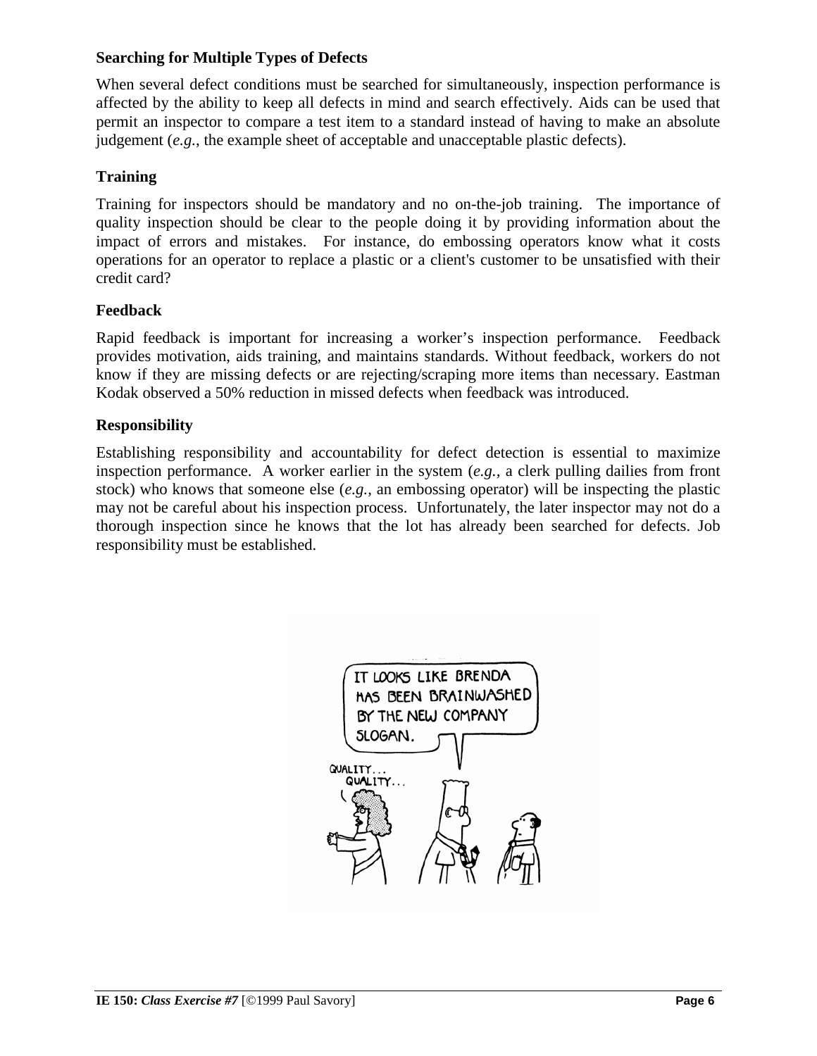**Searching for Multiple Types of Defects**

When several defect conditions must be searched for simultaneously, inspection performance is affected by the ability to keep all defects in mind and search effectively. Aids can be used that permit an inspector to compare a test item to a standard instead of having to make an absolute judgement (*e.g.*, the example sheet of acceptable and unacceptable plastic defects).

**Training**

Training for inspectors should be mandatory and no on-the-job training. The importance of quality inspection should be clear to the people doing it by providing information about the impact of errors and mistakes. For instance, do embossing operators know what it costs operations for an operator to replace a plastic or a client's customer to be unsatisfied with their credit card?

**Feedback**

Rapid feedback is important for increasing a worker's inspection performance. Feedback provides motivation, aids training, and maintains standards. Without feedback, workers do not know if they are missing defects or are rejecting/scraping more items than necessary. Eastman Kodak observed a 50% reduction in missed defects when feedback was introduced.

**Responsibility**

Establishing responsibility and accountability for defect detection is essential to maximize inspection performance. A worker earlier in the system (*e.g.*, a clerk pulling dailies from front stock) who knows that someone else (*e.g.*, an embossing operator) will be inspecting the plastic may not be careful about his inspection process. Unfortunately, the later inspector may not do a thorough inspection since he knows that the lot has already been searched for defects. Job responsibility must be established.